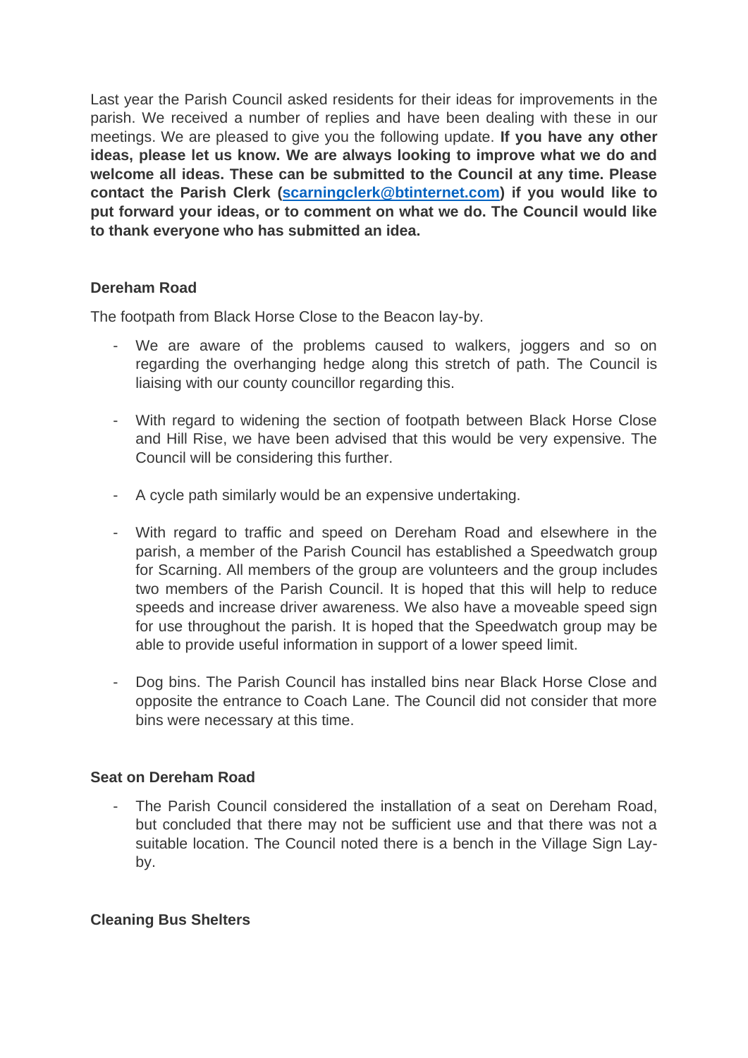Last year the Parish Council asked residents for their ideas for improvements in the parish. We received a number of replies and have been dealing with these in our meetings. We are pleased to give you the following update. **If you have any other ideas, please let us know. We are always looking to improve what we do and welcome all ideas. These can be submitted to the Council at any time. Please contact the Parish Clerk ([scarningclerk@btinternet.com](mailto:scarningclerk@btinternet.com)) if you would like to put forward your ideas, or to comment on what we do. The Council would like to thank everyone who has submitted an idea.**

**Dereham Road**

The footpath from Black Horse Close to the Beacon lay-by.

- We are aware of the problems caused to walkers, joggers and so on regarding the overhanging hedge along this stretch of path. The Council is liaising with our county councillor regarding this.

- With regard to widening the section of footpath between Black Horse Close and Hill Rise, we have been advised that this would be very expensive. The Council will be considering this further.

- A cycle path similarly would be an expensive undertaking.

- With regard to traffic and speed on Dereham Road and elsewhere in the parish, a member of the Parish Council has established a Speedwatch group for Scarning. All members of the group are volunteers and the group includes two members of the Parish Council. It is hoped that this will help to reduce speeds and increase driver awareness. We also have a moveable speed sign for use throughout the parish. It is hoped that the Speedwatch group may be able to provide useful information in support of a lower speed limit.

- Dog bins. The Parish Council has installed bins near Black Horse Close and opposite the entrance to Coach Lane. The Council did not consider that more bins were necessary at this time.

**Seat on Dereham Road**

- The Parish Council considered the installation of a seat on Dereham Road, but concluded that there may not be sufficient use and that there was not a suitable location. The Council noted there is a bench in the Village Sign Lay-by.

**Cleaning Bus Shelters**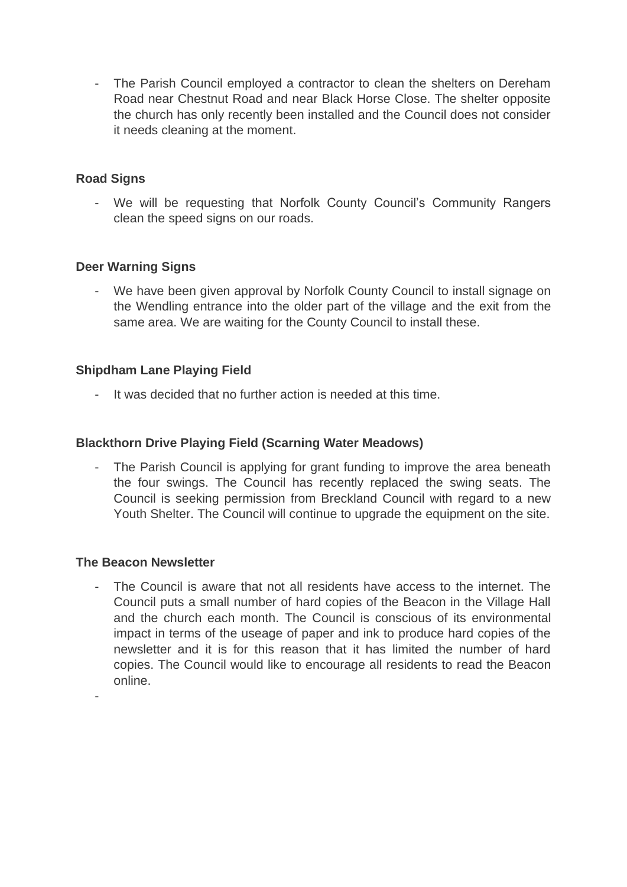- The Parish Council employed a contractor to clean the shelters on Dereham Road near Chestnut Road and near Black Horse Close. The shelter opposite the church has only recently been installed and the Council does not consider it needs cleaning at the moment.

**Road Signs**

- We will be requesting that Norfolk County Council's Community Rangers clean the speed signs on our roads.

**Deer Warning Signs**

- We have been given approval by Norfolk County Council to install signage on the Wendling entrance into the older part of the village and the exit from the same area. We are waiting for the County Council to install these.

**Shipdham Lane Playing Field**

- It was decided that no further action is needed at this time.

**Blackthorn Drive Playing Field (Scarning Water Meadows)**

- The Parish Council is applying for grant funding to improve the area beneath the four swings. The Council has recently replaced the swing seats. The Council is seeking permission from Breckland Council with regard to a new Youth Shelter. The Council will continue to upgrade the equipment on the site.

**The Beacon Newsletter**

- The Council is aware that not all residents have access to the internet. The Council puts a small number of hard copies of the Beacon in the Village Hall and the church each month. The Council is conscious of its environmental impact in terms of the useage of paper and ink to produce hard copies of the newsletter and it is for this reason that it has limited the number of hard copies. The Council would like to encourage all residents to read the Beacon online.
-